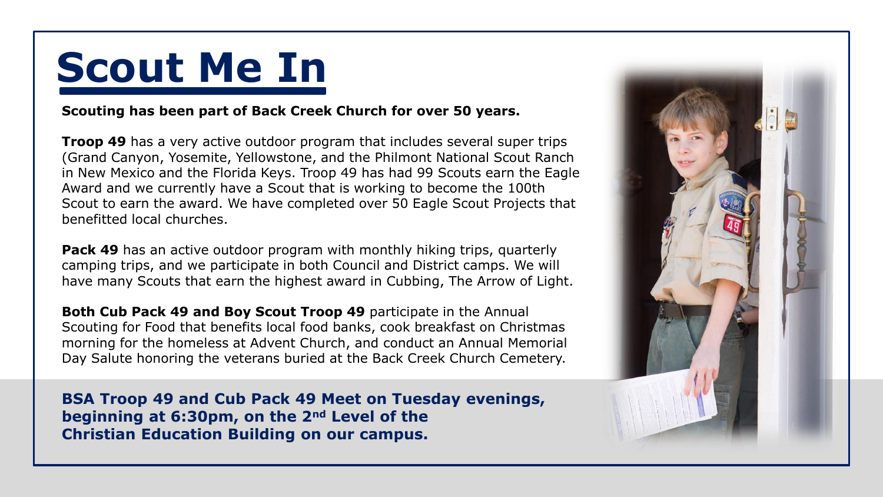# Scout Me In

**Scouting has been part of Back Creek Church for over 50 years.**

**Troop 49** has a very active outdoor program that includes several super trips (Grand Canyon, Yosemite, Yellowstone, and the Philmont National Scout Ranch in New Mexico and the Florida Keys. Troop 49 has had 99 Scouts earn the Eagle Award and we currently have a Scout that is working to become the 100th Scout to earn the award. We have completed over 50 Eagle Scout Projects that benefitted local churches.

**Pack 49** has an active outdoor program with monthly hiking trips, quarterly camping trips, and we participate in both Council and District camps. We will have many Scouts that earn the highest award in Cubbing, The Arrow of Light.

**Both Cub Pack 49 and Boy Scout Troop 49** participate in the Annual Scouting for Food that benefits local food banks, cook breakfast on Christmas morning for the homeless at Advent Church, and conduct an Annual Memorial Day Salute honoring the veterans buried at the Back Creek Church Cemetery.

**BSA Troop 49 and Cub Pack 49 Meet on Tuesday evenings, beginning at 6:30pm, on the 2nd Level of the Christian Education Building on our campus.**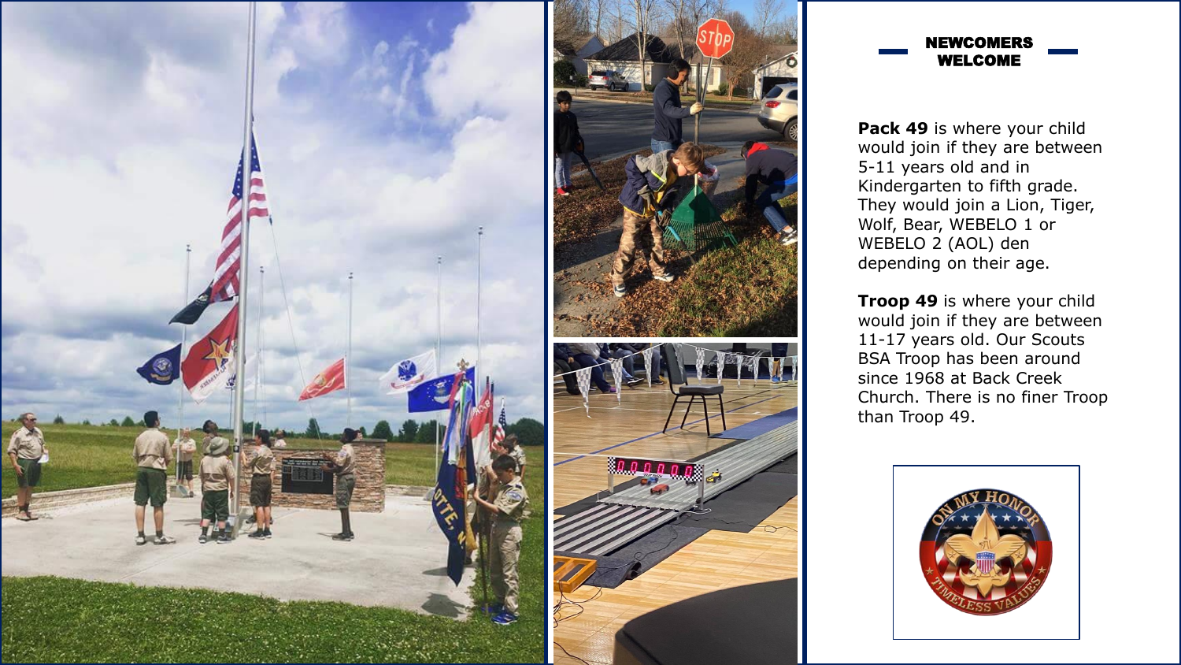## NEWCOMERS WELCOME

**Pack 49** is where your child would join if they are between 5-11 years old and in Kindergarten to fifth grade. They would join a Lion, Tiger, Wolf, Bear, WEBELO 1 or WEBELO 2 (AOL) den depending on their age.

**Troop 49** is where your child would join if they are between 11-17 years old. Our Scouts BSA Troop has been around since 1968 at Back Creek Church. There is no finer Troop than Troop 49.